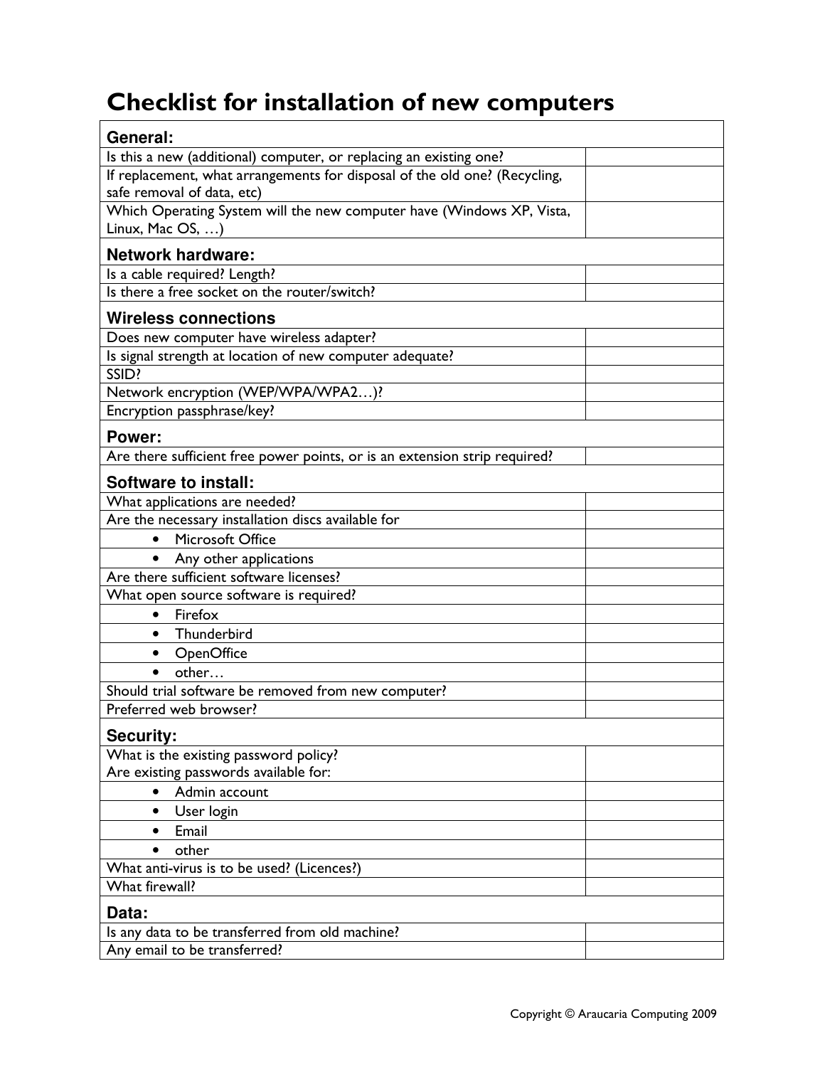# Checklist for installation of new computers

| **General:** | |
|---|---|
| Is this a new (additional) computer, or replacing an existing one? | |
| If replacement, what arrangements for disposal of the old one? (Recycling, safe removal of data, etc) | |
| Which Operating System will the new computer have (Windows XP, Vista, Linux, Mac OS, …) | |
| **Network hardware:** | |
| Is a cable required? Length? | |
| Is there a free socket on the router/switch? | |
| **Wireless connections** | |
| Does new computer have wireless adapter? | |
| Is signal strength at location of new computer adequate? | |
| SSID? | |
| Network encryption (WEP/WPA/WPA2…)? | |
| Encryption passphrase/key? | |
| **Power:** | |
| Are there sufficient free power points, or is an extension strip required? | |
| **Software to install:** | |
| What applications are needed? | |
| Are the necessary installation discs available for | |
| • Microsoft Office | |
| • Any other applications | |
| Are there sufficient software licenses? | |
| What open source software is required? | |
| • Firefox | |
| • Thunderbird | |
| • OpenOffice | |
| • other… | |
| Should trial software be removed from new computer? | |
| Preferred web browser? | |
| **Security:** | |
| What is the existing password policy?<br>Are existing passwords available for: | |
| • Admin account | |
| • User login | |
| • Email | |
| • other | |
| What anti-virus is to be used? (Licences?) | |
| What firewall? | |
| **Data:** | |
| Is any data to be transferred from old machine? | |
| Any email to be transferred? | |

Copyright © Araucaria Computing 2009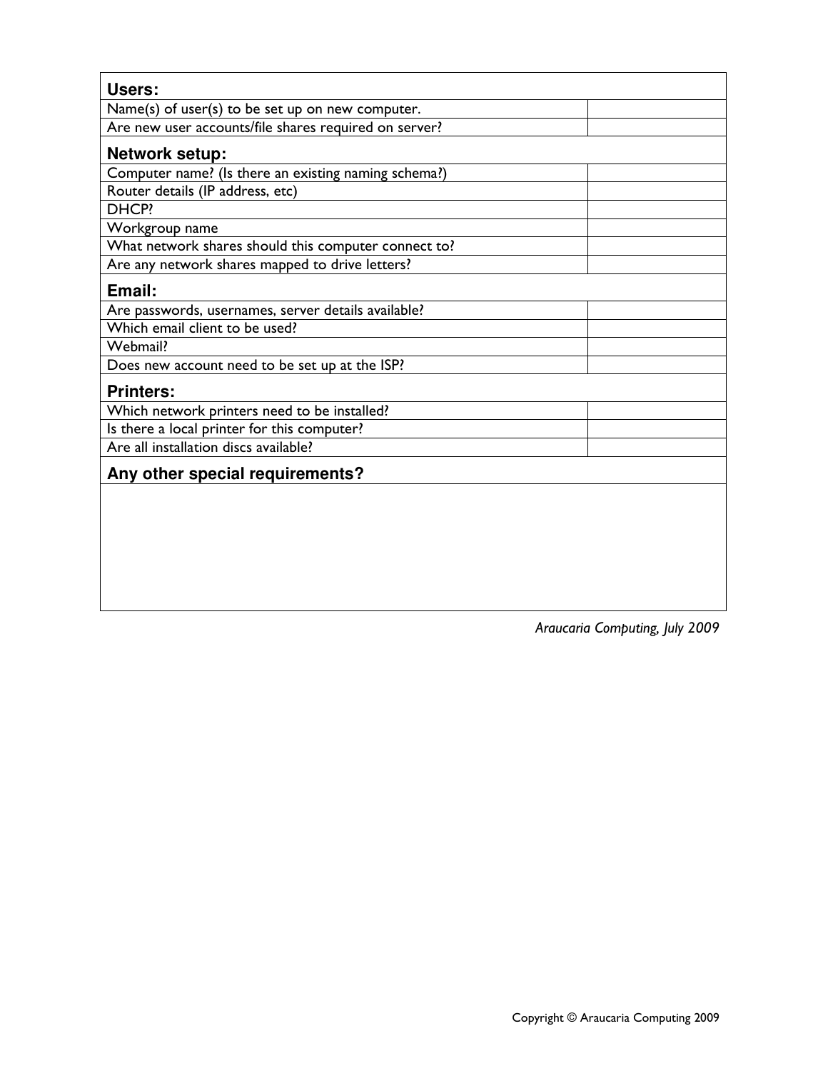| | |
|---|---|
| **Users:** | |
| Name(s) of user(s) to be set up on new computer. | |
| Are new user accounts/file shares required on server? | |
| **Network setup:** | |
| Computer name? (Is there an existing naming schema?) | |
| Router details (IP address, etc) | |
| DHCP? | |
| Workgroup name | |
| What network shares should this computer connect to? | |
| Are any network shares mapped to drive letters? | |
| **Email:** | |
| Are passwords, usernames, server details available? | |
| Which email client to be used? | |
| Webmail? | |
| Does new account need to be set up at the ISP? | |
| **Printers:** | |
| Which network printers need to be installed? | |
| Is there a local printer for this computer? | |
| Are all installation discs available? | |
| **Any other special requirements?** | |
| | |

*Araucaria Computing, July 2009*

Copyright © Araucaria Computing 2009